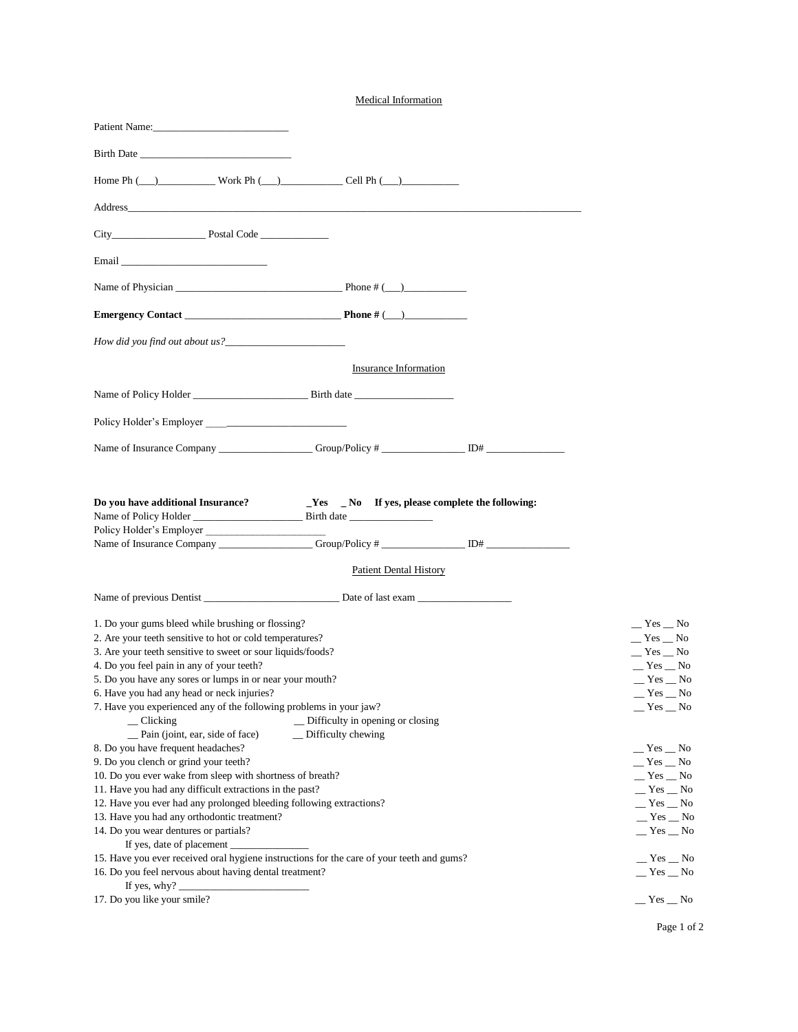## Medical Information

Patient Name:_________________________

Birth Date ____________________________

Home Ph (___)__________ Work Ph (___)___________ Cell Ph (___)__________

Address__________________________________________________________________________________

City_________________ Postal Code ____________

Email ___________________________

Name of Physician _______________________________ Phone # (___)___________

**Emergency Contact** _____________________________ **Phone #** (___)___________

*How did you find out about us?*______________________

## Insurance Information

Name of Policy Holder _____________________ Birth date __________________

Policy Holder's Employer __________________________

Name of Insurance Company _________________ Group/Policy # _______________ ID# ______________

**Do you have additional Insurance? _Yes _ No If yes, please complete the following:**
Name of Policy Holder ____________________ Birth date _______________
Policy Holder's Employer ______________________
Name of Insurance Company _________________ Group/Policy # _______________ ID# _______________

## Patient Dental History

Name of previous Dentist _________________________ Date of last exam _________________

1. Do your gums bleed while brushing or flossing? __ Yes __ No
2. Are your teeth sensitive to hot or cold temperatures? __ Yes __ No
3. Are your teeth sensitive to sweet or sour liquids/foods? __ Yes __ No
4. Do you feel pain in any of your teeth? __ Yes __ No
5. Do you have any sores or lumps in or near your mouth? __ Yes __ No
6. Have you had any head or neck injuries? __ Yes __ No
7. Have you experienced any of the following problems in your jaw? __ Yes __ No
   - __ Clicking
   - __ Difficulty in opening or closing
   - __ Pain (joint, ear, side of face)
   - __ Difficulty chewing
8. Do you have frequent headaches? __ Yes __ No
9. Do you clench or grind your teeth? __ Yes __ No
10. Do you ever wake from sleep with shortness of breath? __ Yes __ No
11. Have you had any difficult extractions in the past? __ Yes __ No
12. Have you ever had any prolonged bleeding following extractions? __ Yes __ No
13. Have you had any orthodontic treatment? __ Yes __ No
14. Do you wear dentures or partials? __ Yes __ No
    If yes, date of placement _______________
15. Have you ever received oral hygiene instructions for the care of your teeth and gums? __ Yes __ No
16. Do you feel nervous about having dental treatment? __ Yes __ No
    If yes, why? _________________________
17. Do you like your smile? __ Yes __ No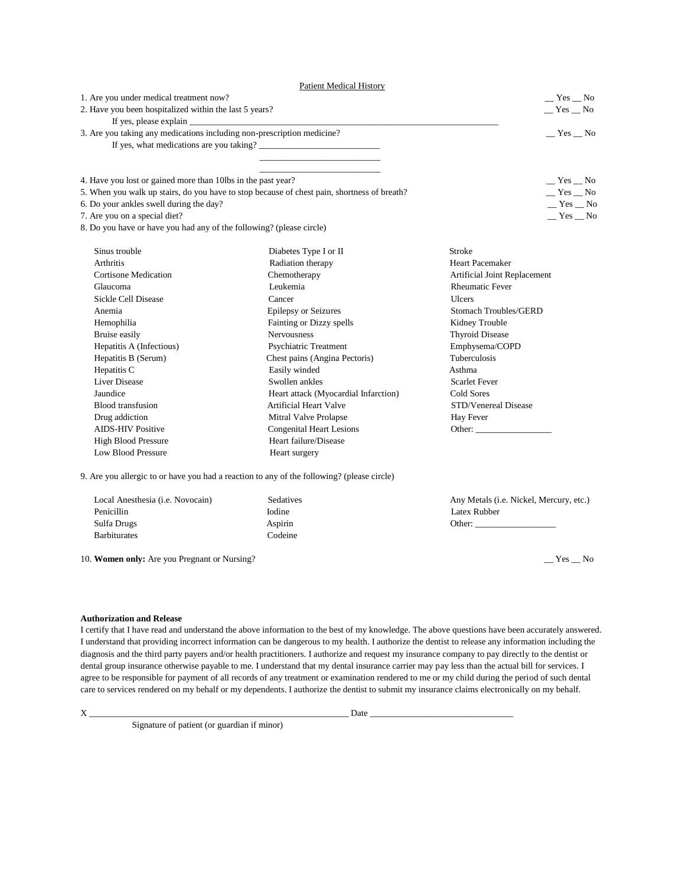Patient Medical History

1. Are you under medical treatment now? __ Yes __ No
2. Have you been hospitalized within the last 5 years? __ Yes __ No
   If yes, please explain ___________________________________________________________________
3. Are you taking any medications including non-prescription medicine? __ Yes __ No
   If yes, what medications are you taking? ___________________________
   ___________________________
   ___________________________
4. Have you lost or gained more than 10lbs in the past year? __ Yes __ No
5. When you walk up stairs, do you have to stop because of chest pain, shortness of breath? __ Yes __ No
6. Do your ankles swell during the day? __ Yes __ No
7. Are you on a special diet? __ Yes __ No
8. Do you have or have you had any of the following? (please circle)

| | | |
|---|---|---|
| Sinus trouble | Diabetes Type I or II | Stroke |
| Arthritis | Radiation therapy | Heart Pacemaker |
| Cortisone Medication | Chemotherapy | Artificial Joint Replacement |
| Glaucoma | Leukemia | Rheumatic Fever |
| Sickle Cell Disease | Cancer | Ulcers |
| Anemia | Epilepsy or Seizures | Stomach Troubles/GERD |
| Hemophilia | Fainting or Dizzy spells | Kidney Trouble |
| Bruise easily | Nervousness | Thyroid Disease |
| Hepatitis A (Infectious) | Psychiatric Treatment | Emphysema/COPD |
| Hepatitis B (Serum) | Chest pains (Angina Pectoris) | Tuberculosis |
| Hepatitis C | Easily winded | Asthma |
| Liver Disease | Swollen ankles | Scarlet Fever |
| Jaundice | Heart attack (Myocardial Infarction) | Cold Sores |
| Blood transfusion | Artificial Heart Valve | STD/Venereal Disease |
| Drug addiction | Mitral Valve Prolapse | Hay Fever |
| AIDS-HIV Positive | Congenital Heart Lesions | Other: ________________ |
| High Blood Pressure | Heart failure/Disease | |
| Low Blood Pressure | Heart surgery | |

9. Are you allergic to or have you had a reaction to any of the following? (please circle)

| | | |
|---|---|---|
| Local Anesthesia (i.e. Novocain) | Sedatives | Any Metals (i.e. Nickel, Mercury, etc.) |
| Penicillin | Iodine | Latex Rubber |
| Sulfa Drugs | Aspirin | Other: _________________ |
| Barbiturates | Codeine | |

10. **Women only:** Are you Pregnant or Nursing? __ Yes __ No

**Authorization and Release**

I certify that I have read and understand the above information to the best of my knowledge. The above questions have been accurately answered. I understand that providing incorrect information can be dangerous to my health. I authorize the dentist to release any information including the diagnosis and the third party payers and/or health practitioners. I authorize and request my insurance company to pay directly to the dentist or dental group insurance otherwise payable to me. I understand that my dental insurance carrier may pay less than the actual bill for services. I agree to be responsible for payment of all records of any treatment or examination rendered to me or my child during the period of such dental care to services rendered on my behalf or my dependents. I authorize the dentist to submit my insurance claims electronically on my behalf.

X _________________________________________________________ Date ______________________________

Signature of patient (or guardian if minor)